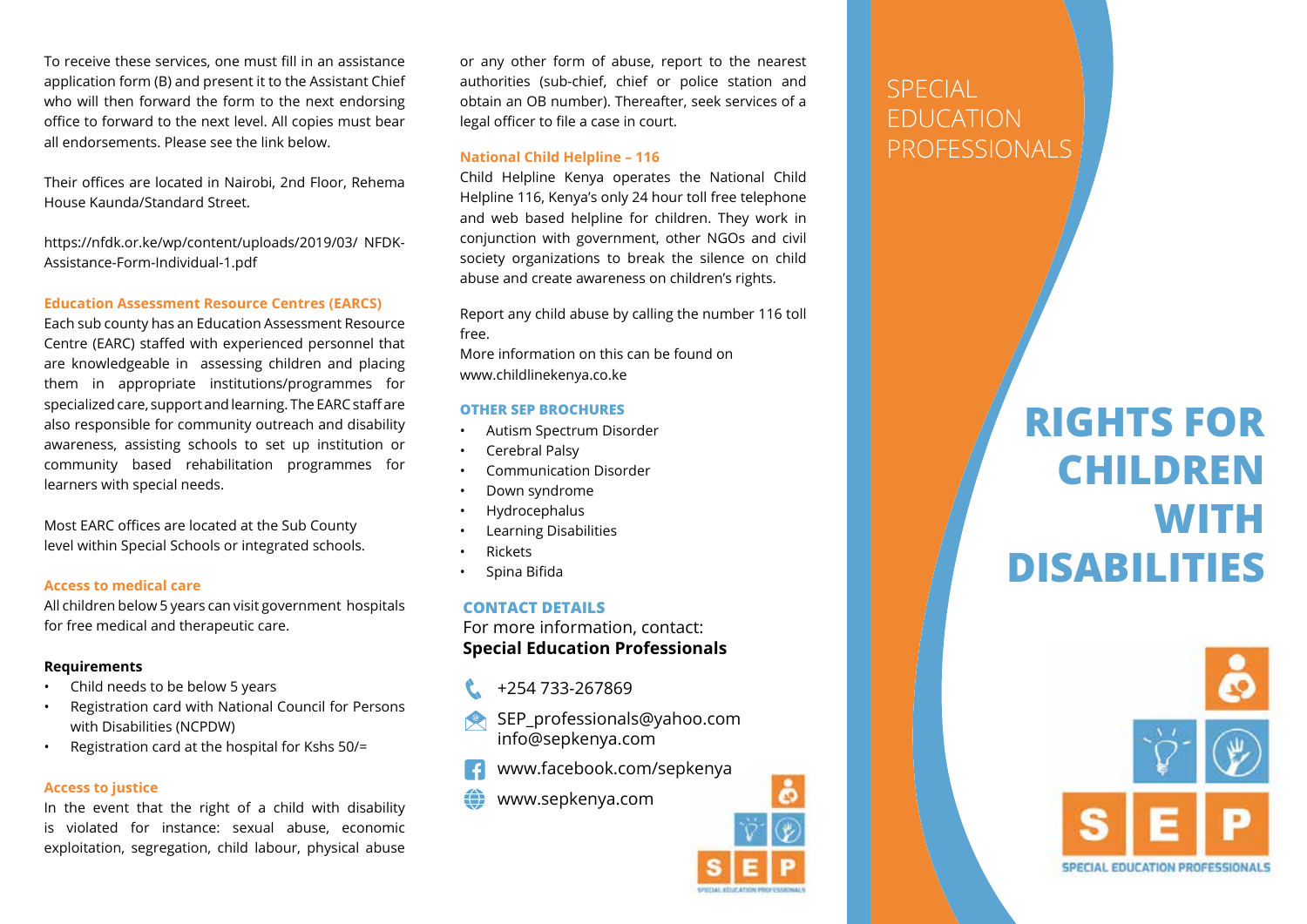To receive these services, one must fill in an assistance application form (B) and present it to the Assistant Chief who will then forward the form to the next endorsing office to forward to the next level. All copies must bear all endorsements. Please see the link below.

Their offices are located in Nairobi, 2nd Floor, Rehema House Kaunda/Standard Street.

https://nfdk.or.ke/wp/content/uploads/2019/03/ NFDK-Assistance-Form-Individual-1.pdf

### Education Assessment Resource Centres (EARCS)

Each sub county has an Education Assessment Resource Centre (EARC) staffed with experienced personnel that are knowledgeable in assessing children and placing them in appropriate institutions/programmes for specialized care, support and learning. The EARC staff are also responsible for community outreach and disability awareness, assisting schools to set up institution or community based rehabilitation programmes for learners with special needs.

Most EARC offices are located at the Sub County level within Special Schools or integrated schools.

### Access to medical care

All children below 5 years can visit government hospitals for free medical and therapeutic care.

**Requirements**

- Child needs to be below 5 years
- Registration card with National Council for Persons with Disabilities (NCPDW)
- Registration card at the hospital for Kshs 50/=

### Access to justice

In the event that the right of a child with disability is violated for instance: sexual abuse, economic exploitation, segregation, child labour, physical abuse or any other form of abuse, report to the nearest authorities (sub-chief, chief or police station and obtain an OB number). Thereafter, seek services of a legal officer to file a case in court.

### National Child Helpline – 116

Child Helpline Kenya operates the National Child Helpline 116, Kenya's only 24 hour toll free telephone and web based helpline for children. They work in conjunction with government, other NGOs and civil society organizations to break the silence on child abuse and create awareness on children's rights.

Report any child abuse by calling the number 116 toll free.
More information on this can be found on www.childlinekenya.co.ke

### OTHER SEP BROCHURES

- Autism Spectrum Disorder
- Cerebral Palsy
- Communication Disorder
- Down syndrome
- Hydrocephalus
- Learning Disabilities
- Rickets
- Spina Bifida

### CONTACT DETAILS

For more information, contact:
**Special Education Professionals**

+254 733-267869

SEP_professionals@yahoo.com
info@sepkenya.com

www.facebook.com/sepkenya

www.sepkenya.com

SEP
SPECIAL EDUCATION PROFESSIONALS

SPECIAL EDUCATION PROFESSIONALS

# RIGHTS FOR CHILDREN WITH DISABILITIES

SEP
SPECIAL EDUCATION PROFESSIONALS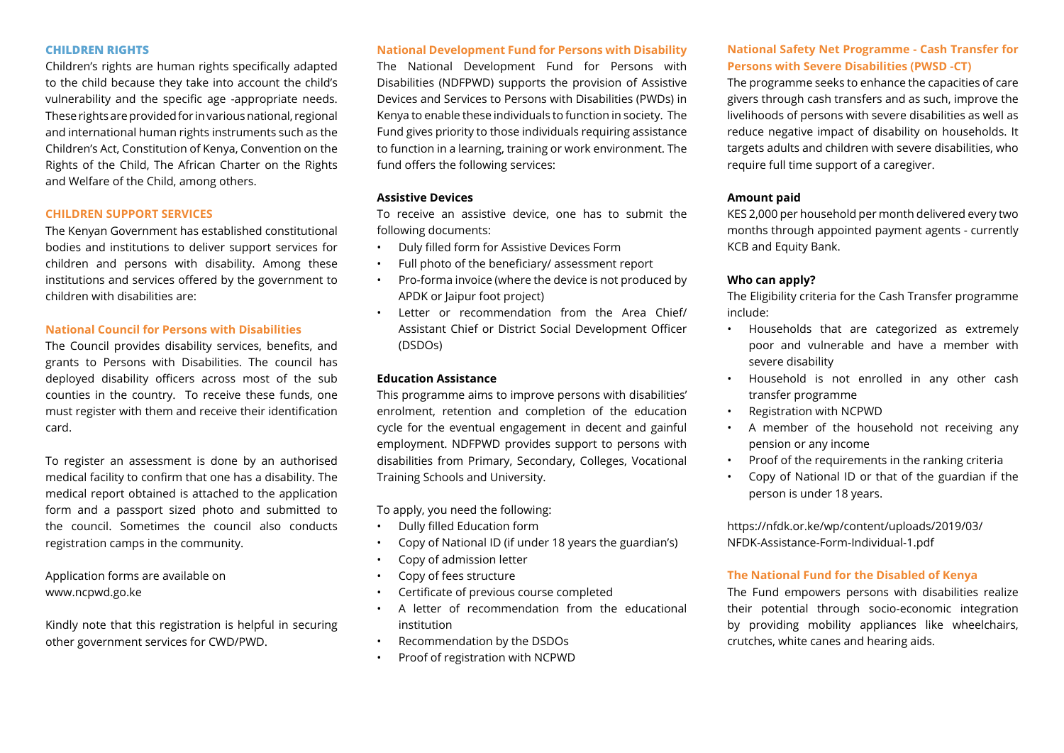## CHILDREN RIGHTS

Children's rights are human rights specifically adapted to the child because they take into account the child's vulnerability and the specific age -appropriate needs. These rights are provided for in various national, regional and international human rights instruments such as the Children's Act, Constitution of Kenya, Convention on the Rights of the Child, The African Charter on the Rights and Welfare of the Child, among others.

## CHILDREN SUPPORT SERVICES

The Kenyan Government has established constitutional bodies and institutions to deliver support services for children and persons with disability. Among these institutions and services offered by the government to children with disabilities are:

### National Council for Persons with Disabilities

The Council provides disability services, benefits, and grants to Persons with Disabilities. The council has deployed disability officers across most of the sub counties in the country. To receive these funds, one must register with them and receive their identification card.

To register an assessment is done by an authorised medical facility to confirm that one has a disability. The medical report obtained is attached to the application form and a passport sized photo and submitted to the council. Sometimes the council also conducts registration camps in the community.

Application forms are available on www.ncpwd.go.ke

Kindly note that this registration is helpful in securing other government services for CWD/PWD.

### National Development Fund for Persons with Disability

The National Development Fund for Persons with Disabilities (NDFPWD) supports the provision of Assistive Devices and Services to Persons with Disabilities (PWDs) in Kenya to enable these individuals to function in society. The Fund gives priority to those individuals requiring assistance to function in a learning, training or work environment. The fund offers the following services:

**Assistive Devices**

To receive an assistive device, one has to submit the following documents:

- Duly filled form for Assistive Devices Form
- Full photo of the beneficiary/ assessment report
- Pro-forma invoice (where the device is not produced by APDK or Jaipur foot project)
- Letter or recommendation from the Area Chief/ Assistant Chief or District Social Development Officer (DSDOs)

**Education Assistance**

This programme aims to improve persons with disabilities' enrolment, retention and completion of the education cycle for the eventual engagement in decent and gainful employment. NDFPWD provides support to persons with disabilities from Primary, Secondary, Colleges, Vocational Training Schools and University.

To apply, you need the following:

- Dully filled Education form
- Copy of National ID (if under 18 years the guardian's)
- Copy of admission letter
- Copy of fees structure
- Certificate of previous course completed
- A letter of recommendation from the educational institution
- Recommendation by the DSDOs
- Proof of registration with NCPWD

### National Safety Net Programme - Cash Transfer for Persons with Severe Disabilities (PWSD -CT)

The programme seeks to enhance the capacities of care givers through cash transfers and as such, improve the livelihoods of persons with severe disabilities as well as reduce negative impact of disability on households. It targets adults and children with severe disabilities, who require full time support of a caregiver.

**Amount paid**

KES 2,000 per household per month delivered every two months through appointed payment agents - currently KCB and Equity Bank.

**Who can apply?**

The Eligibility criteria for the Cash Transfer programme include:

- Households that are categorized as extremely poor and vulnerable and have a member with severe disability
- Household is not enrolled in any other cash transfer programme
- Registration with NCPWD
- A member of the household not receiving any pension or any income
- Proof of the requirements in the ranking criteria
- Copy of National ID or that of the guardian if the person is under 18 years.

https://nfdk.or.ke/wp/content/uploads/2019/03/NFDK-Assistance-Form-Individual-1.pdf

### The National Fund for the Disabled of Kenya

The Fund empowers persons with disabilities realize their potential through socio-economic integration by providing mobility appliances like wheelchairs, crutches, white canes and hearing aids.